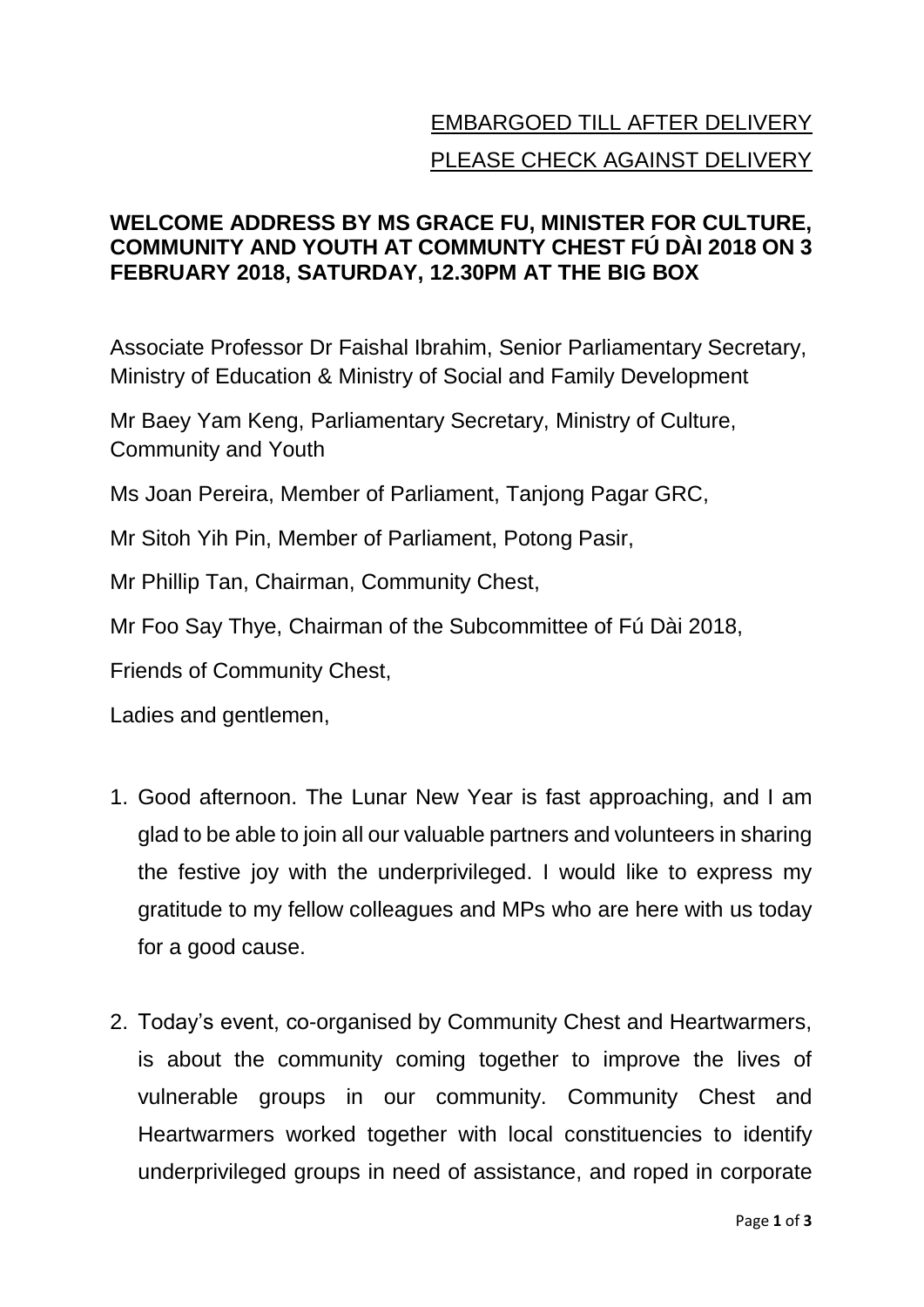EMBARGOED TILL AFTER DELIVERY

PLEASE CHECK AGAINST DELIVERY

**WELCOME ADDRESS BY MS GRACE FU, MINISTER FOR CULTURE, COMMUNITY AND YOUTH AT COMMUNTY CHEST FÚ DÀI 2018 ON 3 FEBRUARY 2018, SATURDAY, 12.30PM AT THE BIG BOX**

Associate Professor Dr Faishal Ibrahim, Senior Parliamentary Secretary, Ministry of Education & Ministry of Social and Family Development

Mr Baey Yam Keng, Parliamentary Secretary, Ministry of Culture, Community and Youth

Ms Joan Pereira, Member of Parliament, Tanjong Pagar GRC,

Mr Sitoh Yih Pin, Member of Parliament, Potong Pasir,

Mr Phillip Tan, Chairman, Community Chest,

Mr Foo Say Thye, Chairman of the Subcommittee of Fú Dài 2018,

Friends of Community Chest,

Ladies and gentlemen,

1. Good afternoon. The Lunar New Year is fast approaching, and I am glad to be able to join all our valuable partners and volunteers in sharing the festive joy with the underprivileged. I would like to express my gratitude to my fellow colleagues and MPs who are here with us today for a good cause.

2. Today's event, co-organised by Community Chest and Heartwarmers, is about the community coming together to improve the lives of vulnerable groups in our community. Community Chest and Heartwarmers worked together with local constituencies to identify underprivileged groups in need of assistance, and roped in corporate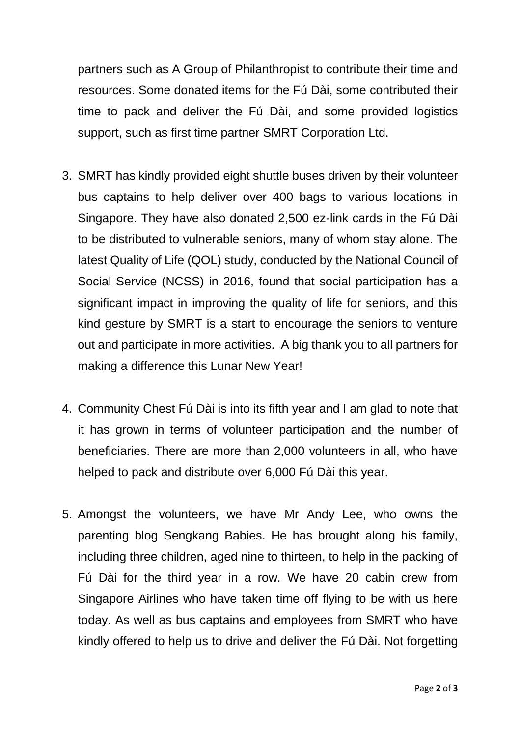partners such as A Group of Philanthropist to contribute their time and resources. Some donated items for the Fú Dài, some contributed their time to pack and deliver the Fú Dài, and some provided logistics support, such as first time partner SMRT Corporation Ltd.

3. SMRT has kindly provided eight shuttle buses driven by their volunteer bus captains to help deliver over 400 bags to various locations in Singapore. They have also donated 2,500 ez-link cards in the Fú Dài to be distributed to vulnerable seniors, many of whom stay alone. The latest Quality of Life (QOL) study, conducted by the National Council of Social Service (NCSS) in 2016, found that social participation has a significant impact in improving the quality of life for seniors, and this kind gesture by SMRT is a start to encourage the seniors to venture out and participate in more activities. A big thank you to all partners for making a difference this Lunar New Year!

4. Community Chest Fú Dài is into its fifth year and I am glad to note that it has grown in terms of volunteer participation and the number of beneficiaries. There are more than 2,000 volunteers in all, who have helped to pack and distribute over 6,000 Fú Dài this year.

5. Amongst the volunteers, we have Mr Andy Lee, who owns the parenting blog Sengkang Babies. He has brought along his family, including three children, aged nine to thirteen, to help in the packing of Fú Dài for the third year in a row. We have 20 cabin crew from Singapore Airlines who have taken time off flying to be with us here today. As well as bus captains and employees from SMRT who have kindly offered to help us to drive and deliver the Fú Dài. Not forgetting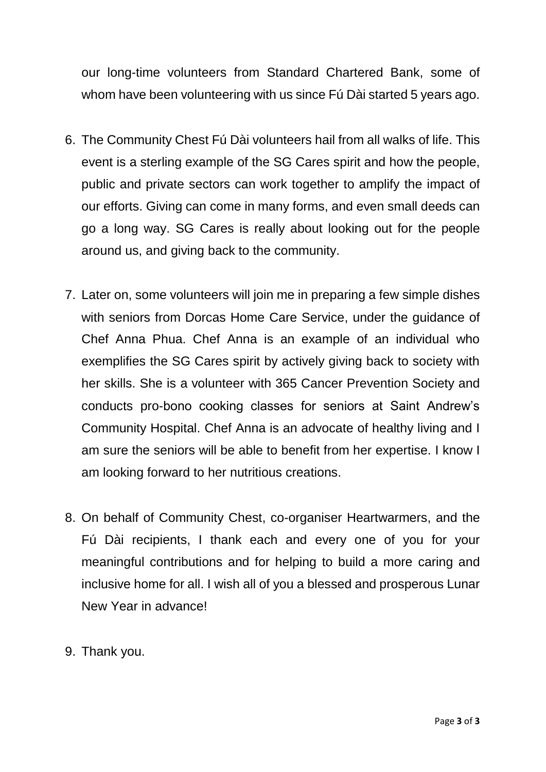our long-time volunteers from Standard Chartered Bank, some of whom have been volunteering with us since Fú Dài started 5 years ago.

6. The Community Chest Fú Dài volunteers hail from all walks of life. This event is a sterling example of the SG Cares spirit and how the people, public and private sectors can work together to amplify the impact of our efforts. Giving can come in many forms, and even small deeds can go a long way. SG Cares is really about looking out for the people around us, and giving back to the community.

7. Later on, some volunteers will join me in preparing a few simple dishes with seniors from Dorcas Home Care Service, under the guidance of Chef Anna Phua. Chef Anna is an example of an individual who exemplifies the SG Cares spirit by actively giving back to society with her skills. She is a volunteer with 365 Cancer Prevention Society and conducts pro-bono cooking classes for seniors at Saint Andrew's Community Hospital. Chef Anna is an advocate of healthy living and I am sure the seniors will be able to benefit from her expertise. I know I am looking forward to her nutritious creations.

8. On behalf of Community Chest, co-organiser Heartwarmers, and the Fú Dài recipients, I thank each and every one of you for your meaningful contributions and for helping to build a more caring and inclusive home for all. I wish all of you a blessed and prosperous Lunar New Year in advance!

9. Thank you.